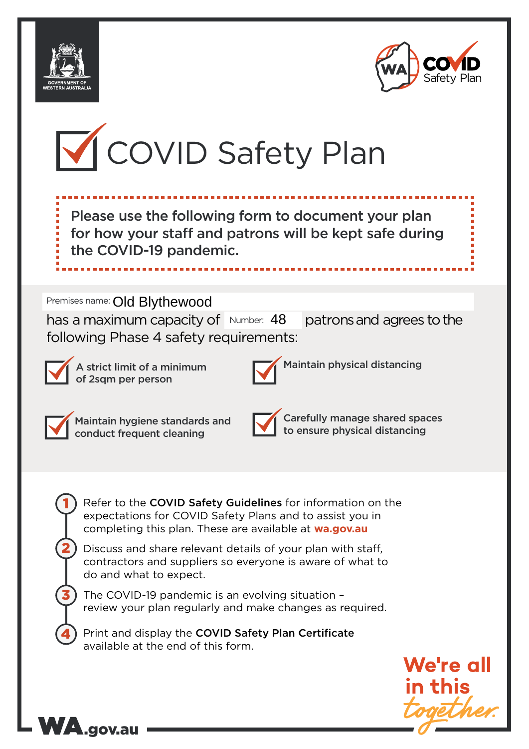GOVERNMENT OF WESTERN AUSTRALIA

WA COVID Safety Plan

# COVID Safety Plan

**Please use the following form to document your plan for how your staff and patrons will be kept safe during the COVID-19 pandemic.**

Premises name: Old Blythewood

has a maximum capacity of Number: 48 patrons and agrees to the following Phase 4 safety requirements:

- ☑ **A strict limit of a minimum of 2sqm per person**
- ☑ **Maintain physical distancing**
- ☑ **Maintain hygiene standards and conduct frequent cleaning**
- ☑ **Carefully manage shared spaces to ensure physical distancing**

1. Refer to the **COVID Safety Guidelines** for information on the expectations for COVID Safety Plans and to assist you in completing this plan. These are available at **wa.gov.au**
2. Discuss and share relevant details of your plan with staff, contractors and suppliers so everyone is aware of what to do and what to expect.
3. The COVID-19 pandemic is an evolving situation – review your plan regularly and make changes as required.
4. Print and display the **COVID Safety Plan Certificate** available at the end of this form.

We're all in this together.

WA.gov.au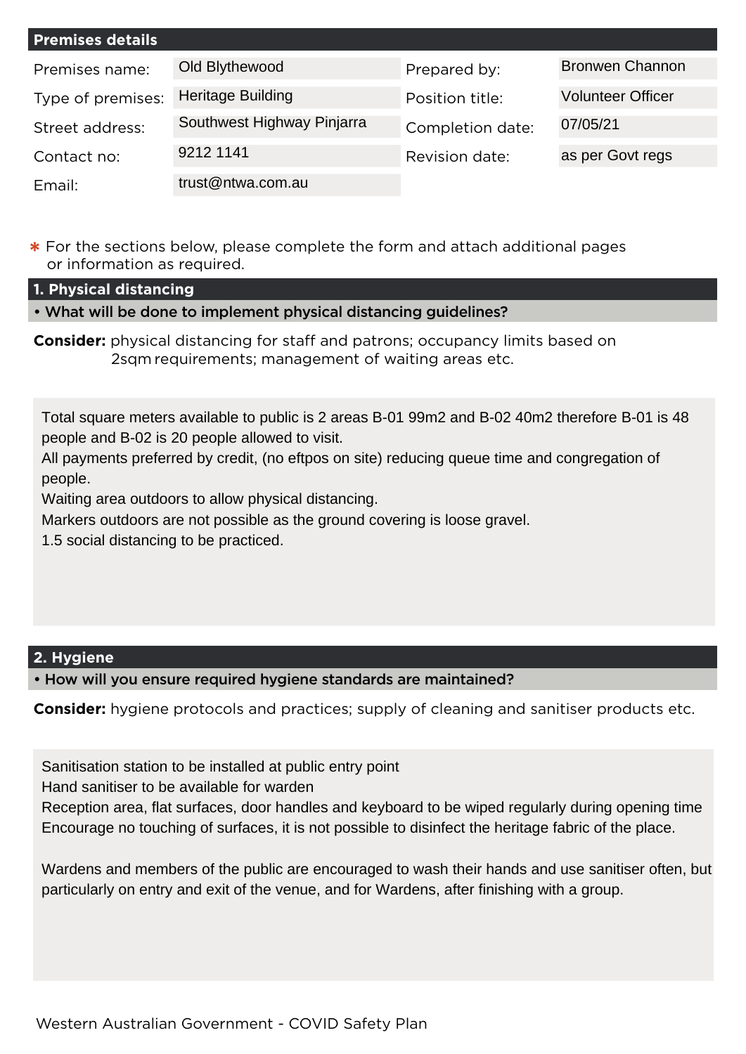## Premises details

| Premises name: | Old Blythewood | Prepared by: | Bronwen Channon |
|---|---|---|---|
| Type of premises: | Heritage Building | Position title: | Volunteer Officer |
| Street address: | Southwest Highway Pinjarra | Completion date: | 07/05/21 |
| Contact no: | 9212 1141 | Revision date: | as per Govt regs |
| Email: | trust@ntwa.com.au | | |

* For the sections below, please complete the form and attach additional pages or information as required.

## 1. Physical distancing

**• What will be done to implement physical distancing guidelines?**

**Consider:** physical distancing for staff and patrons; occupancy limits based on 2sqm requirements; management of waiting areas etc.

Total square meters available to public is 2 areas B-01 99m2 and B-02 40m2 therefore B-01 is 48 people and B-02 is 20 people allowed to visit.
All payments preferred by credit, (no eftpos on site) reducing queue time and congregation of people.
Waiting area outdoors to allow physical distancing.
Markers outdoors are not possible as the ground covering is loose gravel.
1.5 social distancing to be practiced.

## 2. Hygiene

**• How will you ensure required hygiene standards are maintained?**

**Consider:** hygiene protocols and practices; supply of cleaning and sanitiser products etc.

Sanitisation station to be installed at public entry point
Hand sanitiser to be available for warden
Reception area, flat surfaces, door handles and keyboard to be wiped regularly during opening time
Encourage no touching of surfaces, it is not possible to disinfect the heritage fabric of the place.

Wardens and members of the public are encouraged to wash their hands and use sanitiser often, but particularly on entry and exit of the venue, and for Wardens, after finishing with a group.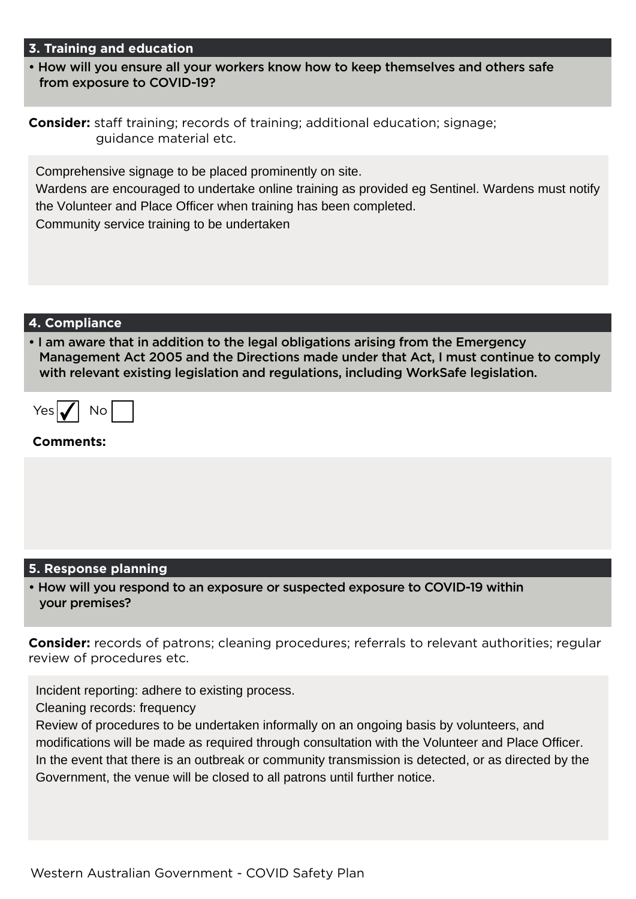## 3. Training and education

- How will you ensure all your workers know how to keep themselves and others safe from exposure to COVID-19?

**Consider:** staff training; records of training; additional education; signage; guidance material etc.

Comprehensive signage to be placed prominently on site.
Wardens are encouraged to undertake online training as provided eg Sentinel. Wardens must notify the Volunteer and Place Officer when training has been completed.
Community service training to be undertaken

## 4. Compliance

- I am aware that in addition to the legal obligations arising from the Emergency Management Act 2005 and the Directions made under that Act, I must continue to comply with relevant existing legislation and regulations, including WorkSafe legislation.

Yes ☑ No ☐

**Comments:**

## 5. Response planning

- How will you respond to an exposure or suspected exposure to COVID-19 within your premises?

**Consider:** records of patrons; cleaning procedures; referrals to relevant authorities; regular review of procedures etc.

Incident reporting: adhere to existing process.
Cleaning records: frequency
Review of procedures to be undertaken informally on an ongoing basis by volunteers, and modifications will be made as required through consultation with the Volunteer and Place Officer.
In the event that there is an outbreak or community transmission is detected, or as directed by the Government, the venue will be closed to all patrons until further notice.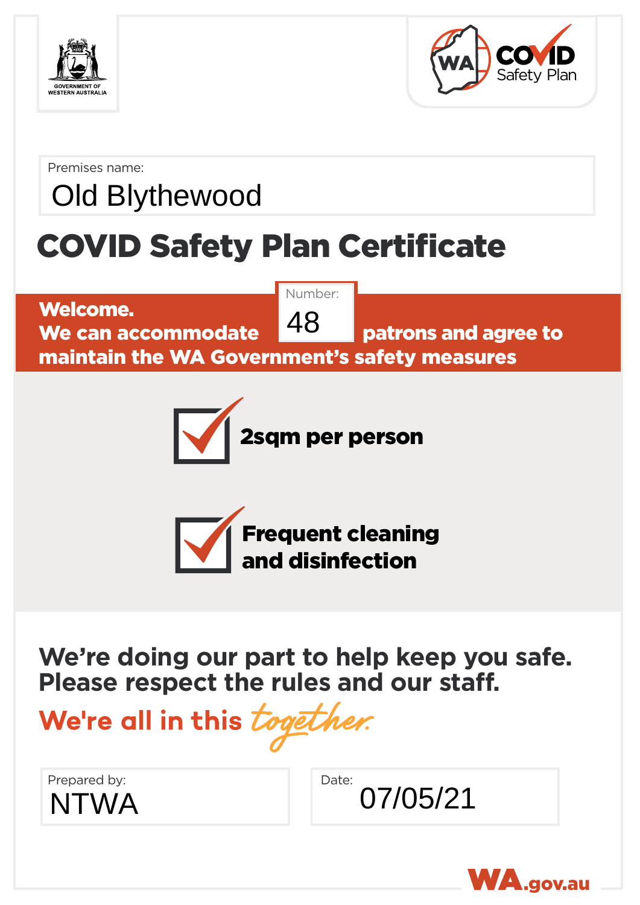GOVERNMENT OF WESTERN AUSTRALIA

WA COVID Safety Plan

Premises name:

Old Blythewood

# COVID Safety Plan Certificate

**Welcome.**
**We can accommodate** Number: 48 **patrons and agree to maintain the WA Government's safety measures**

- ☑ **2sqm per person**
- ☑ **Frequent cleaning and disinfection**

**We're doing our part to help keep you safe. Please respect the rules and our staff.**

**We're all in this** *together.*

Prepared by: NTWA

Date: 07/05/21

WA.gov.au